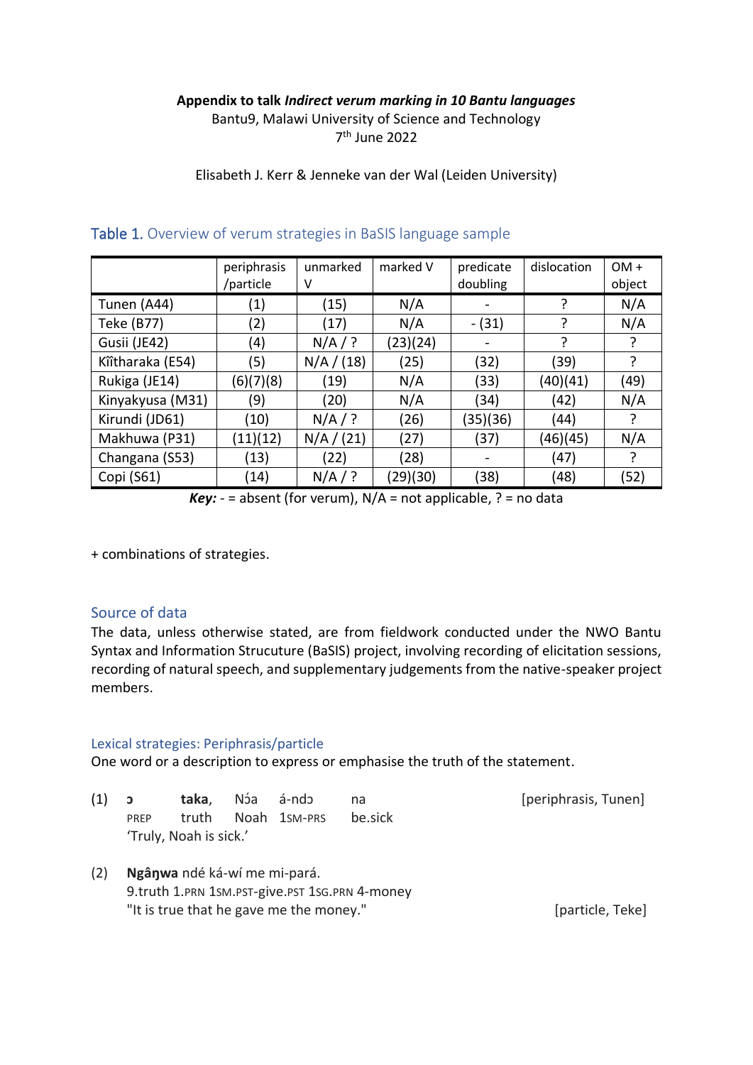**Appendix to talk *Indirect verum marking in 10 Bantu languages***
Bantu9, Malawi University of Science and Technology
7th June 2022

Elisabeth J. Kerr & Jenneke van der Wal (Leiden University)

## Table 1. Overview of verum strategies in BaSIS language sample

| | periphrasis /particle | unmarked V | marked V | predicate doubling | dislocation | OM + object |
|---|---|---|---|---|---|---|
| Tunen (A44) | (1) | (15) | N/A | - | ? | N/A |
| Teke (B77) | (2) | (17) | N/A | - (31) | ? | N/A |
| Gusii (JE42) | (4) | N/A / ? | (23)(24) | - | ? | ? |
| Kĩĩtharaka (E54) | (5) | N/A / (18) | (25) | (32) | (39) | ? |
| Rukiga (JE14) | (6)(7)(8) | (19) | N/A | (33) | (40)(41) | (49) |
| Kinyakyusa (M31) | (9) | (20) | N/A | (34) | (42) | N/A |
| Kirundi (JD61) | (10) | N/A / ? | (26) | (35)(36) | (44) | ? |
| Makhuwa (P31) | (11)(12) | N/A / (21) | (27) | (37) | (46)(45) | N/A |
| Changana (S53) | (13) | (22) | (28) | - | (47) | ? |
| Copi (S61) | (14) | N/A / ? | (29)(30) | (38) | (48) | (52) |

***Key:*** - = absent (for verum), N/A = not applicable, ? = no data

+ combinations of strategies.

## Source of data

The data, unless otherwise stated, are from fieldwork conducted under the NWO Bantu Syntax and Information Strucuture (BaSIS) project, involving recording of elicitation sessions, recording of natural speech, and supplementary judgements from the native-speaker project members.

## Lexical strategies: Periphrasis/particle

One word or a description to express or emphasise the truth of the statement.

(1) ɔ **taka**, Nɔ́a á-ndɔ na [periphrasis, Tunen]
PREP truth Noah 1SM-PRS be.sick
'Truly, Noah is sick.'

(2) **Ngâŋwa** ndé ká-wí me mi-pará.
9.truth 1.PRN 1SM.PST-give.PST 1SG.PRN 4-money
"It is true that he gave me the money." [particle, Teke]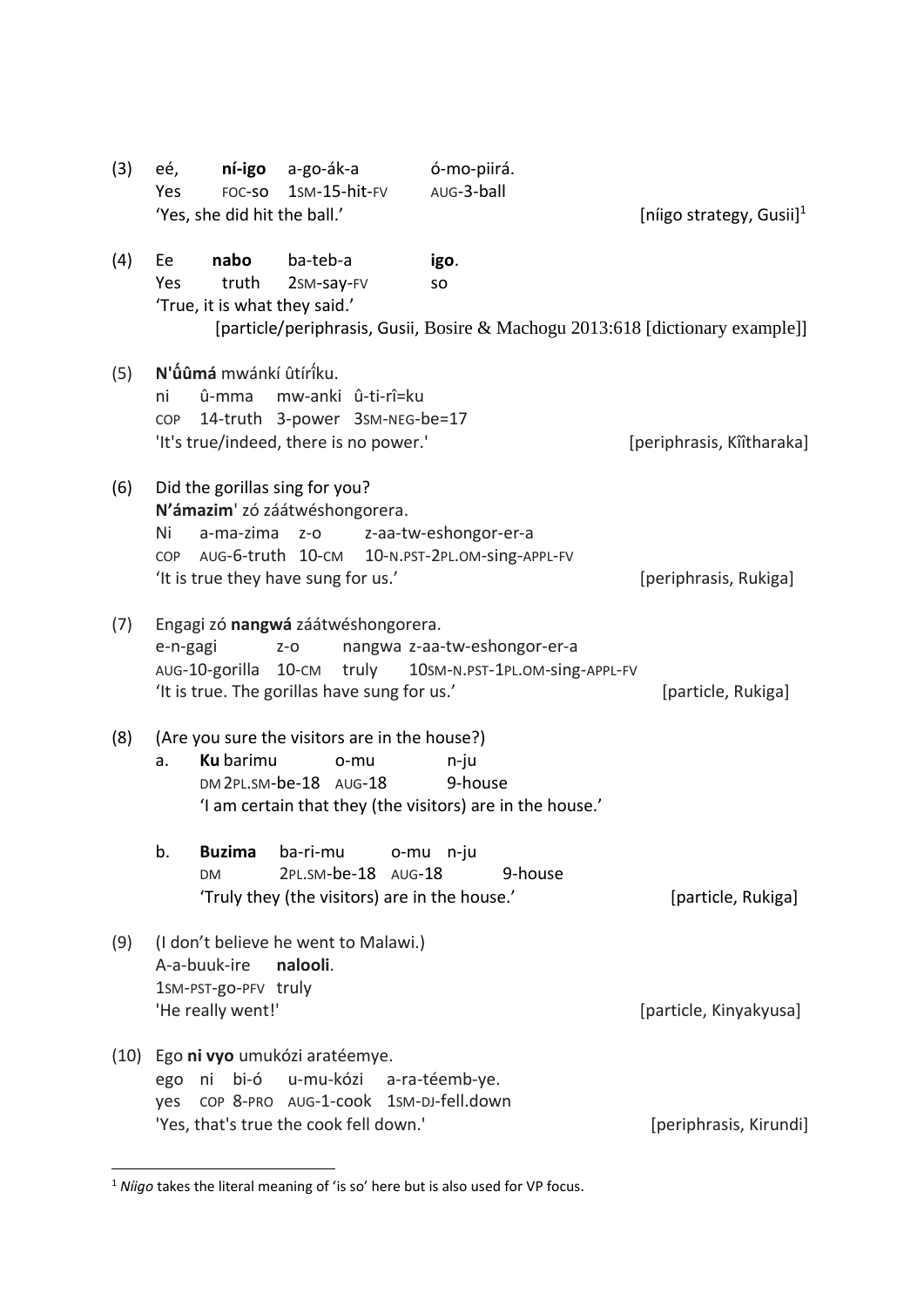(3) eé, **ní-igo** a-go-ák-a ó-mo-piirá.
Yes FOC-SO 1SM-15-hit-FV AUG-3-ball
'Yes, she did hit the ball.' [níigo strategy, Gusii][1]

(4) Ee **nabo** ba-teb-a **igo**.
Yes truth 2SM-say-FV so
'True, it is what they said.'
[particle/periphrasis, Gusii, Bosire & Machogu 2013:618 [dictionary example]]

(5) **N'ṹûmá** mwánkí ûtírĩ́ku.
ni û-mma mw-anki û-ti-rî=ku
COP 14-truth 3-power 3SM-NEG-be=17
'It's true/indeed, there is no power.' [periphrasis, Kĩîtharaka]

(6) Did the gorillas sing for you?
**N'ámazim**' zó záátwéshongorera.
Ni a-ma-zima z-o z-aa-tw-eshongor-er-a
COP AUG-6-truth 10-CM 10-N.PST-2PL.OM-sing-APPL-FV
'It is true they have sung for us.' [periphrasis, Rukiga]

(7) Engagi zó **nangwá** záátwéshongorera.
e-n-gagi z-o nangwa z-aa-tw-eshongor-er-a
AUG-10-gorilla 10-CM truly 10SM-N.PST-1PL.OM-sing-APPL-FV
'It is true. The gorillas have sung for us.' [particle, Rukiga]

(8) (Are you sure the visitors are in the house?)
a. **Ku** barimu o-mu n-ju
DM 2PL.SM-be-18 AUG-18 9-house
'I am certain that they (the visitors) are in the house.'

b. **Buzima** ba-ri-mu o-mu n-ju
DM 2PL.SM-be-18 AUG-18 9-house
'Truly they (the visitors) are in the house.' [particle, Rukiga]

(9) (I don't believe he went to Malawi.)
A-a-buuk-ire **nalooli**.
1SM-PST-go-PFV truly
'He really went!' [particle, Kinyakyusa]

(10) Ego **ni vyo** umukózi aratéemye.
ego ni bi-ó u-mu-kózi a-ra-téemb-ye.
yes COP 8-PRO AUG-1-cook 1SM-DJ-fell.down
'Yes, that's true the cook fell down.' [periphrasis, Kirundi]

[1] *Níigo* takes the literal meaning of 'is so' here but is also used for VP focus.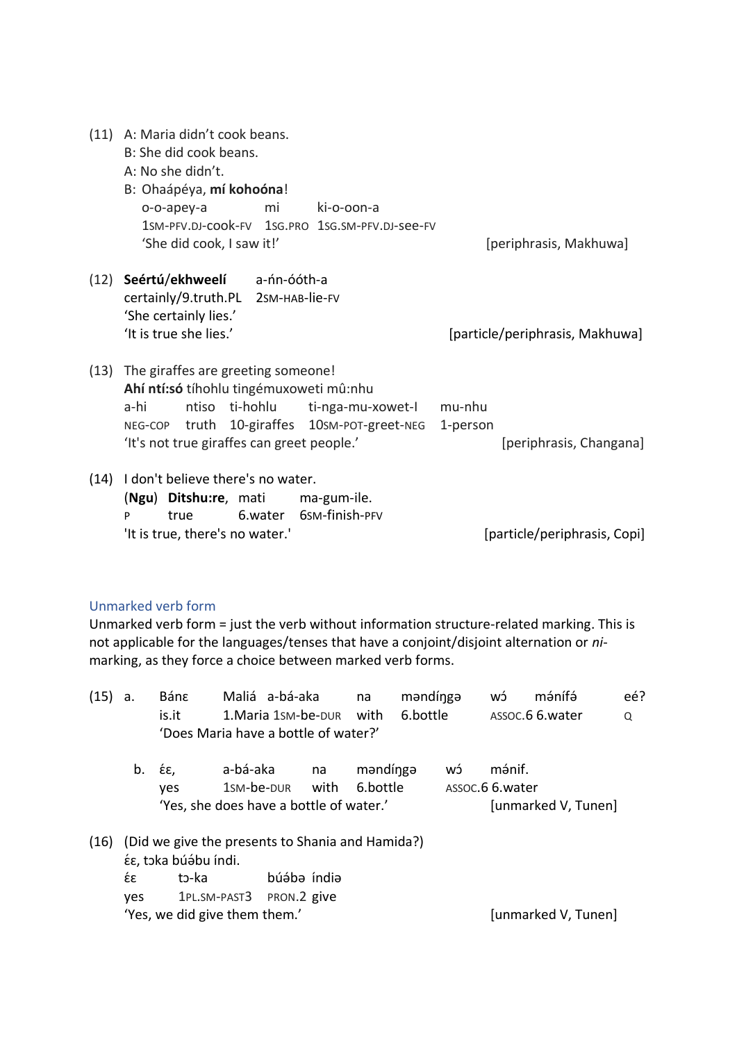(11) A: Maria didn't cook beans.
B: She did cook beans.
A: No she didn't.
B: Ohaápéya, **mí kohoóna**!

| o-o-apey-a | mi | ki-o-oon-a |
|---|---|---|
| 1SM-PFV.DJ-cook-FV | 1SG.PRO | 1SG.SM-PFV.DJ-see-FV |

'She did cook, I saw it!' [periphrasis, Makhuwa]

(12)

| **Seértú**/**ekhweelí** | a-ń-óóth-a |
|---|---|
| certainly/9.truth.PL | 2SM-HAB-lie-FV |

'She certainly lies.'
'It is true she lies.' [particle/periphrasis, Makhuwa]

(13) The giraffes are greeting someone!
**Ahí ntí:só** tíhohlu tingémuxoweti mû:nhu

| a-hi | ntiso | ti-hohlu | ti-nga-mu-xowet-I | mu-nhu |
|---|---|---|---|---|
| NEG-COP | truth | 10-giraffes | 10SM-POT-greet-NEG | 1-person |

'It's not true giraffes can greet people.' [periphrasis, Changana]

(14) I don't believe there's no water.

| (**Ngu**) | **Ditshu:re**, | mati | ma-gum-ile. |
|---|---|---|---|
| P | true | 6.water | 6SM-finish-PFV |

'It is true, there's no water.' [particle/periphrasis, Copi]

## Unmarked verb form

Unmarked verb form = just the verb without information structure-related marking. This is not applicable for the languages/tenses that have a conjoint/disjoint alternation or *ni*-marking, as they force a choice between marked verb forms.

(15) a.

| Bánɛ | Maliá | a-bá-aka | na | məndíŋgə | wɔ́ | máníf | eé? |
|---|---|---|---|---|---|---|---|
| is.it | 1.Maria | 1SM-be-DUR | with | 6.bottle | ASSOC.6 | 6.water | Q |

'Does Maria have a bottle of water?'

b.

| ɛ́ɛ, | a-bá-aka | na | məndíŋgə | wɔ́ | mánif. |
|---|---|---|---|---|---|
| yes | 1SM-be-DUR | with | 6.bottle | ASSOC.6 | 6.water |

'Yes, she does have a bottle of water.' [unmarked V, Tunen]

(16) (Did we give the presents to Shania and Hamida?)
ɛ́ɛ, tɔka búə́bu índi.

| ɛ́ɛ | tɔ-ka | búə́bə | índiə |
|---|---|---|---|
| yes | 1PL.SM-PAST3 | PRON.2 | give |

'Yes, we did give them them.' [unmarked V, Tunen]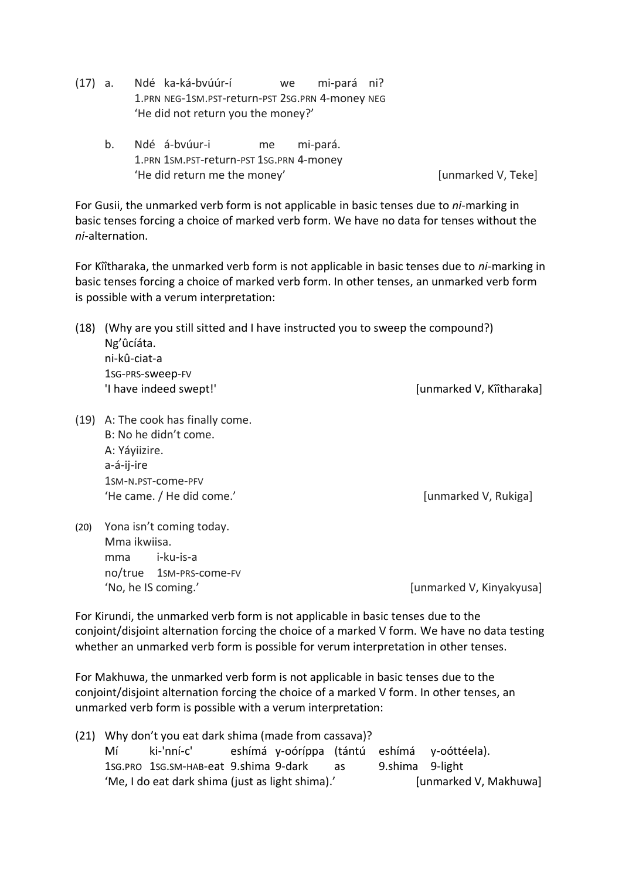(17) a. Ndé ka-ká-bvúúr-í we mi-pará ni?
1.PRN NEG-1SM.PST-return-PST 2SG.PRN 4-money NEG
'He did not return you the money?'

b. Ndé á-bvúur-i me mi-pará.
1.PRN 1SM.PST-return-PST 1SG.PRN 4-money
'He did return me the money' [unmarked V, Teke]

For Gusii, the unmarked verb form is not applicable in basic tenses due to *ni*-marking in basic tenses forcing a choice of marked verb form. We have no data for tenses without the *ni*-alternation.

For Kîîtharaka, the unmarked verb form is not applicable in basic tenses due to *ni*-marking in basic tenses forcing a choice of marked verb form. In other tenses, an unmarked verb form is possible with a verum interpretation:

(18) (Why are you still sitted and I have instructed you to sweep the compound?)
Ng'ûcíáta.
ni-kû-ciat-a
1SG-PRS-sweep-FV
'I have indeed swept!' [unmarked V, Kîîtharaka]

(19) A: The cook has finally come.
B: No he didn't come.
A: Yáyiizire.
a-á-ij-ire
1SM-N.PST-come-PFV
'He came. / He did come.' [unmarked V, Rukiga]

(20) Yona isn't coming today.
Mma ikwiisa.
mma i-ku-is-a
no/true 1SM-PRS-come-FV
'No, he IS coming.' [unmarked V, Kinyakyusa]

For Kirundi, the unmarked verb form is not applicable in basic tenses due to the conjoint/disjoint alternation forcing the choice of a marked V form. We have no data testing whether an unmarked verb form is possible for verum interpretation in other tenses.

For Makhuwa, the unmarked verb form is not applicable in basic tenses due to the conjoint/disjoint alternation forcing the choice of a marked V form. In other tenses, an unmarked verb form is possible with a verum interpretation:

(21) Why don't you eat dark shima (made from cassava)?
Mí ki-'nní-c' eshímá y-oóríppa (tántú eshímá y-oóttéela).
1SG.PRO 1SG.SM-HAB-eat 9.shima 9-dark as 9.shima 9-light
'Me, I do eat dark shima (just as light shima).' [unmarked V, Makhuwa]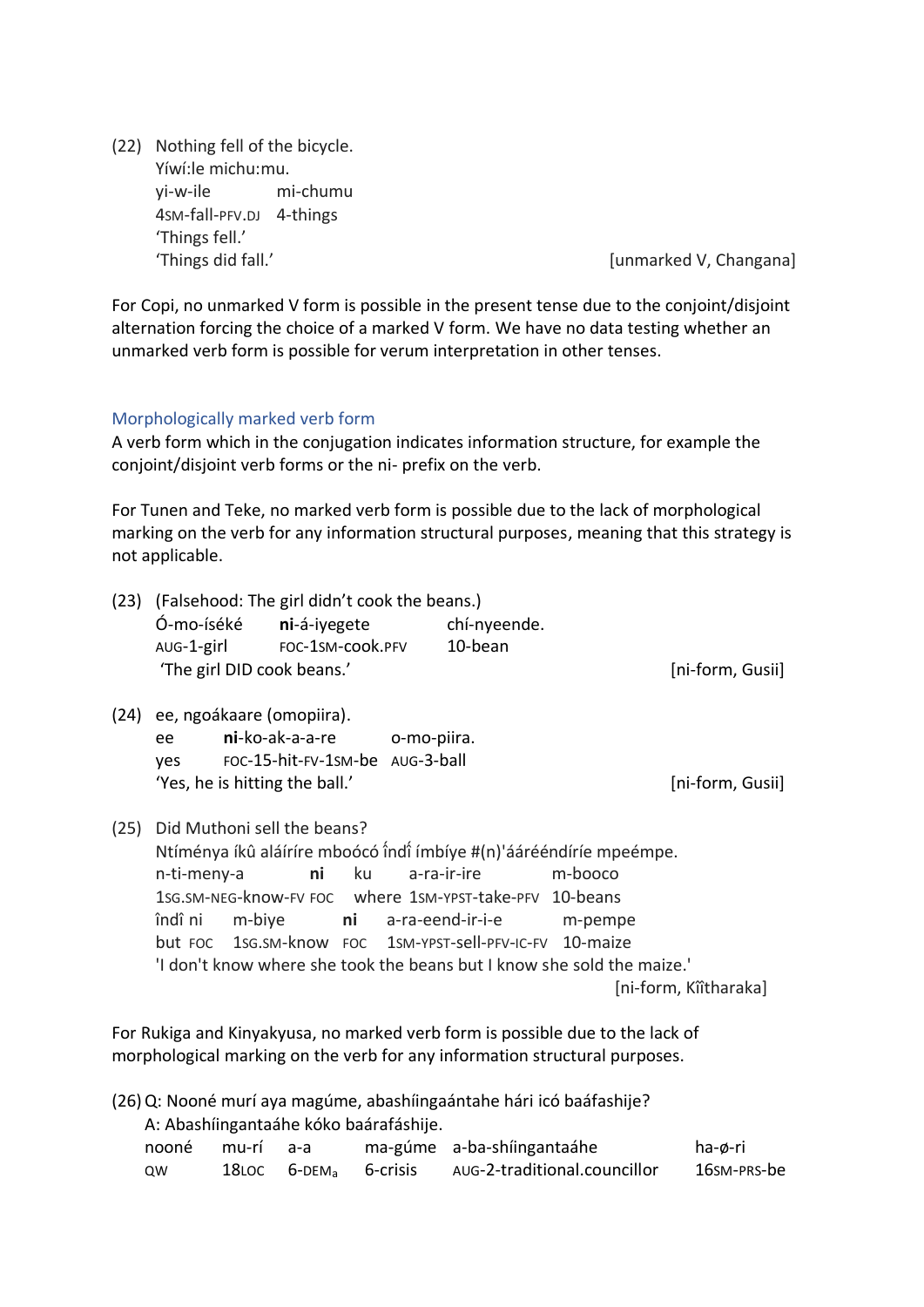(22) Nothing fell of the bicycle.
Yíwí:le michu:mu.
yi-w-ile mi-chumu
4SM-fall-PFV.DJ 4-things
'Things fell.'
'Things did fall.' [unmarked V, Changana]

For Copi, no unmarked V form is possible in the present tense due to the conjoint/disjoint alternation forcing the choice of a marked V form. We have no data testing whether an unmarked verb form is possible for verum interpretation in other tenses.

### Morphologically marked verb form

A verb form which in the conjugation indicates information structure, for example the conjoint/disjoint verb forms or the ni- prefix on the verb.

For Tunen and Teke, no marked verb form is possible due to the lack of morphological marking on the verb for any information structural purposes, meaning that this strategy is not applicable.

(23) (Falsehood: The girl didn't cook the beans.)
Ó-mo-íséké **ni**-á-iyegete chí-nyeende.
AUG-1-girl FOC-1SM-cook.PFV 10-bean
'The girl DID cook beans.' [ni-form, Gusii]

(24) ee, ngoákaare (omopiira).
ee **ni**-ko-ak-a-a-re o-mo-piira.
yes FOC-15-hit-FV-1SM-be AUG-3-ball
'Yes, he is hitting the ball.' [ni-form, Gusii]

(25) Did Muthoni sell the beans?
Ntíménya íkû aláíríre mboócó ĭndĩ́ ímbíye #(n)'ááréééndíríe mpeémpe.
n-ti-meny-a **ni** ku a-ra-ir-ire m-booco
1SG.SM-NEG-know-FV FOC where 1SM-YPST-take-PFV 10-beans
ĭndĩ́ ni m-biye **ni** a-ra-eend-ir-i-e m-pempe
but FOC 1SG.SM-know FOC 1SM-YPST-sell-PFV-IC-FV 10-maize
'I don't know where she took the beans but I know she sold the maize.'
[ni-form, Kĩĩtharaka]

For Rukiga and Kinyakyusa, no marked verb form is possible due to the lack of morphological marking on the verb for any information structural purposes.

(26) Q: Nooné murí aya magúme, abashíingaántahe hári icó baáfashije?
A: Abashíingantaáhe kóko baárafáshije.
nooné mu-rí a-a ma-gúme a-ba-shíingantaáhe ha-ø-ri
QW 18LOC 6-DEM$_a$ 6-crisis AUG-2-traditional.councillor 16SM-PRS-be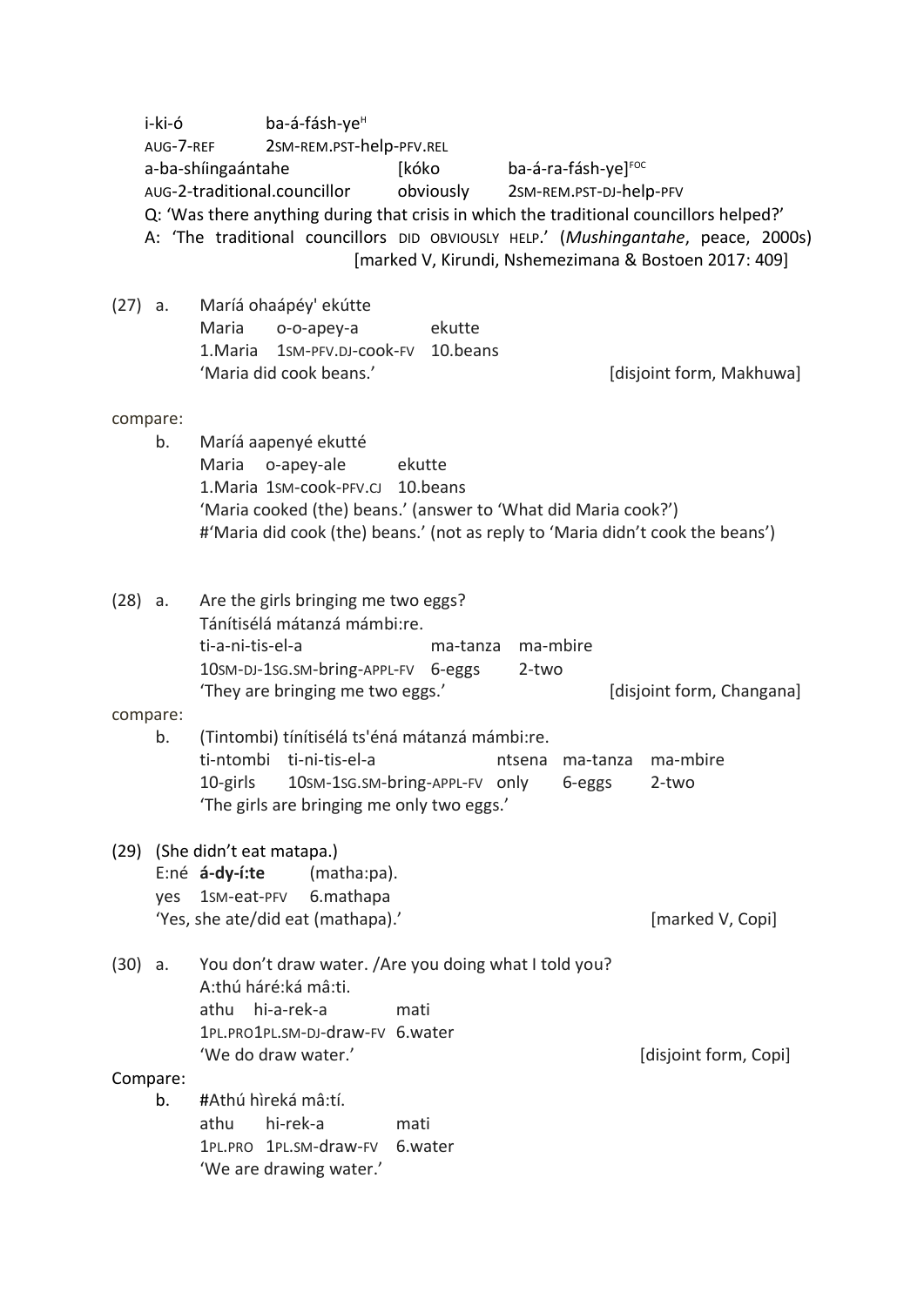i-ki-ó        ba-á-fásh-ye[H]
AUG-7-REF     2SM-REM.PST-help-PFV.REL
a-ba-shíingaántahe        [kóko        ba-á-ra-fásh-ye][FOC]
AUG-2-traditional.councillor    obviously    2SM-REM.PST-DJ-help-PFV
Q: 'Was there anything during that crisis in which the traditional councillors helped?'
A: 'The traditional councillors DID OBVIOUSLY HELP.' (*Mushingantahe*, peace, 2000s)
[marked V, Kirundi, Nshemezimana & Bostoen 2017: 409]

(27) a. Maríá ohaápéy' ekútte
Maria    o-o-apey-a    ekutte
1.Maria   1SM-PFV.DJ-cook-FV   10.beans
'Maria did cook beans.'    [disjoint form, Makhuwa]

compare:

b. Maríá aapenyé ekutté
Maria   o-apey-ale   ekutte
1.Maria  1SM-cook-PFV.CJ   10.beans
'Maria cooked (the) beans.' (answer to 'What did Maria cook?')
#'Maria did cook (the) beans.' (not as reply to 'Maria didn't cook the beans')

(28) a. Are the girls bringing me two eggs?
Tánítisélá mátanzá mámbi:re.
ti-a-ni-tis-el-a    ma-tanza   ma-mbire
10SM-DJ-1SG.SM-bring-APPL-FV   6-eggs   2-two
'They are bringing me two eggs.'    [disjoint form, Changana]

compare:

b. (Tintombi) tínítisélá ts'éná mátanzá mámbi:re.
ti-ntombi   ti-ni-tis-el-a    ntsena   ma-tanza   ma-mbire
10-girls   10SM-1SG.SM-bring-APPL-FV   only   6-eggs   2-two
'The girls are bringing me only two eggs.'

(29) (She didn't eat matapa.)
E:né **á-dy-í:te**   (matha:pa).
yes   1SM-eat-PFV   6.mathapa
'Yes, she ate/did eat (mathapa).'    [marked V, Copi]

(30) a. You don't draw water. /Are you doing what I told you?
A:thú háré:ká mâ:ti.
athu   hi-a-rek-a    mati
1PL.PRO1PL.SM-DJ-draw-FV   6.water
'We do draw water.'    [disjoint form, Copi]

Compare:

b. #Athú hìreká mâ:tí.
athu   hi-rek-a    mati
1PL.PRO   1PL.SM-draw-FV   6.water
'We are drawing water.'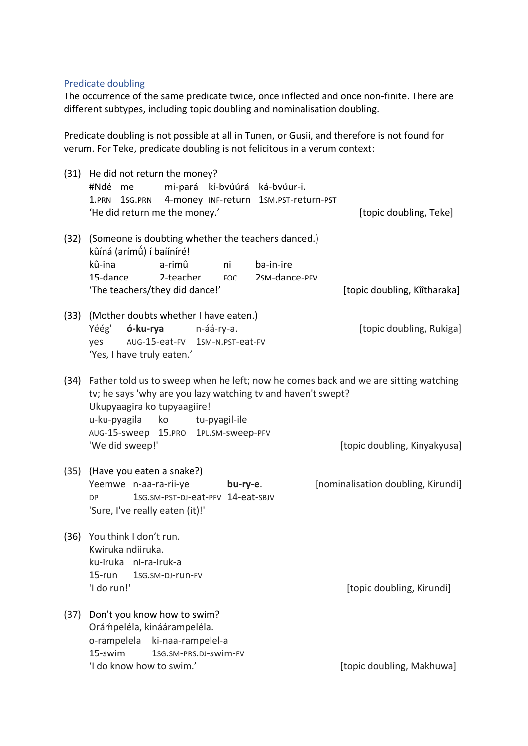### Predicate doubling

The occurrence of the same predicate twice, once inflected and once non-finite. There are different subtypes, including topic doubling and nominalisation doubling.

Predicate doubling is not possible at all in Tunen, or Gusii, and therefore is not found for verum. For Teke, predicate doubling is not felicitous in a verum context:

(31) He did not return the money?
#Ndé me mi-pará kí-bvúúrá ká-bvúur-i.
1.PRN 1SG.PRN 4-money INF-return 1SM.PST-return-PST
'He did return me the money.' [topic doubling, Teke]

(32) (Someone is doubting whether the teachers danced.)
kûíná (arímṹ) í baííníré!
kû-ina a-rimû ni ba-in-ire
15-dance 2-teacher FOC 2SM-dance-PFV
'The teachers/they did dance!' [topic doubling, Kĩĩtharaka]

(33) (Mother doubts whether I have eaten.)
Yéég' **ó-ku-rya** n-áá-ry-a. [topic doubling, Rukiga]
yes AUG-15-eat-FV 1SM-N.PST-eat-FV
'Yes, I have truly eaten.'

(34) Father told us to sweep when he left; now he comes back and we are sitting watching tv; he says 'why are you lazy watching tv and haven't swept?
Ukupyaagira ko tupyaagiire!
u-ku-pyagila ko tu-pyagil-ile
AUG-15-sweep 15.PRO 1PL.SM-sweep-PFV
'We did sweep!' [topic doubling, Kinyakyusa]

(35) (Have you eaten a snake?)
Yeemwe n-aa-ra-rii-ye **bu-ry-e**. [nominalisation doubling, Kirundi]
DP 1SG.SM-PST-DJ-eat-PFV 14-eat-SBJV
'Sure, I've really eaten (it)!'

(36) You think I don't run.
Kwiruka ndiiruka.
ku-iruka ni-ra-iruk-a
15-run 1SG.SM-DJ-run-FV
'I do run!' [topic doubling, Kirundi]

(37) Don't you know how to swim?
Orám̀peléla, kináárampeléla.
o-rampelela ki-naa-rampelel-a
15-swim 1SG.SM-PRS.DJ-swim-FV
'I do know how to swim.' [topic doubling, Makhuwa]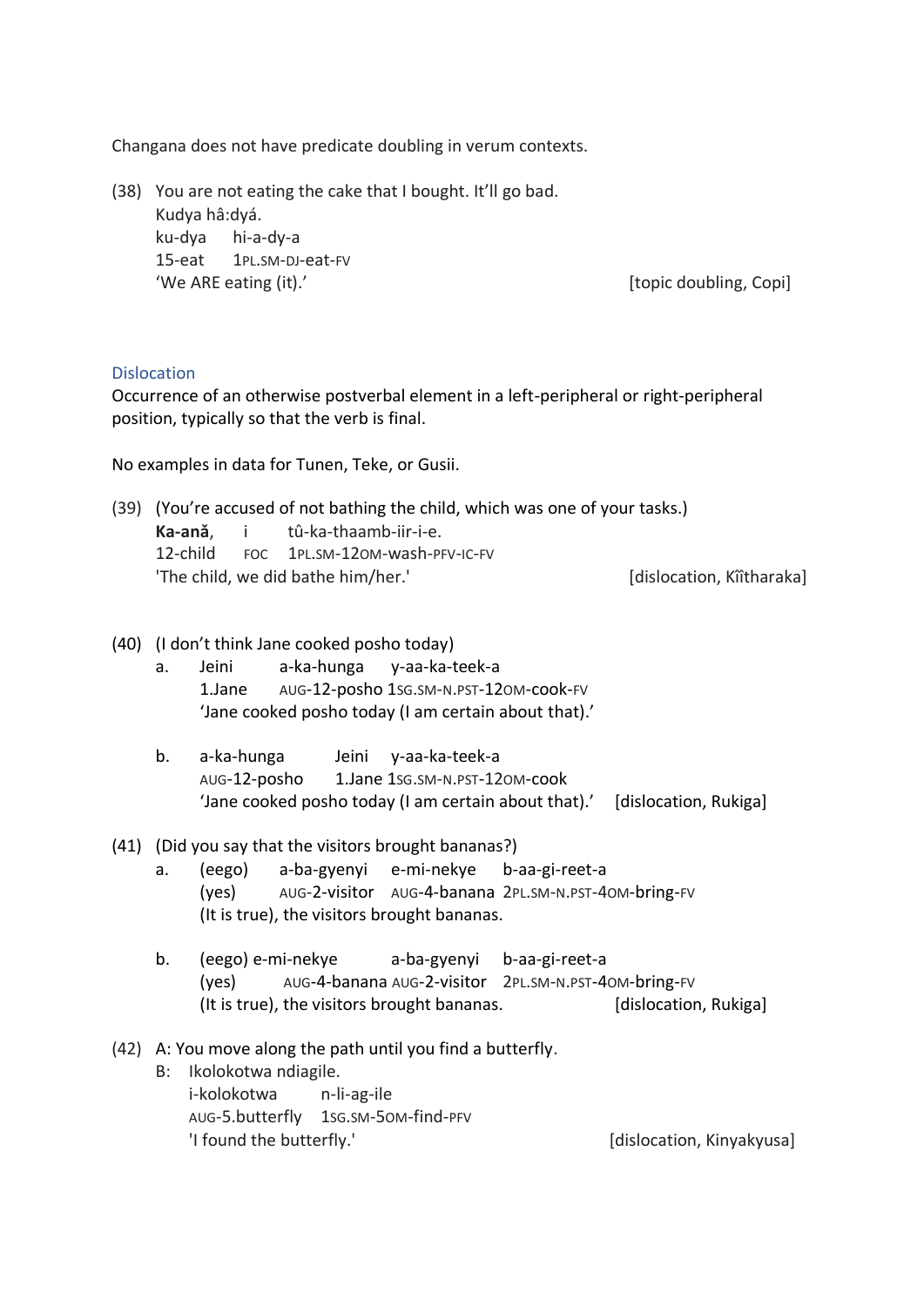Changana does not have predicate doubling in verum contexts.

(38) You are not eating the cake that I bought. It'll go bad.
Kudya hâ:dyá.
ku-dya hi-a-dy-a
15-eat 1PL.SM-DJ-eat-FV
'We ARE eating (it).' [topic doubling, Copi]

## Dislocation

Occurrence of an otherwise postverbal element in a left-peripheral or right-peripheral position, typically so that the verb is final.

No examples in data for Tunen, Teke, or Gusii.

(39) (You're accused of not bathing the child, which was one of your tasks.)
**Ka-anǎ**, i tû-ka-thaamb-iir-i-e.
12-child FOC 1PL.SM-12OM-wash-PFV-IC-FV
'The child, we did bathe him/her.' [dislocation, Kĩĩtharaka]

(40) (I don't think Jane cooked posho today)

a. Jeini a-ka-hunga y-aa-ka-teek-a
1.Jane AUG-12-posho 1SG.SM-N.PST-12OM-cook-FV
'Jane cooked posho today (I am certain about that).'

b. a-ka-hunga Jeini y-aa-ka-teek-a
AUG-12-posho 1.Jane 1SG.SM-N.PST-12OM-cook
'Jane cooked posho today (I am certain about that).' [dislocation, Rukiga]

(41) (Did you say that the visitors brought bananas?)

a. (eego) a-ba-gyenyi e-mi-nekye b-aa-gi-reet-a
(yes) AUG-2-visitor AUG-4-banana 2PL.SM-N.PST-4OM-bring-FV
(It is true), the visitors brought bananas.

b. (eego) e-mi-nekye a-ba-gyenyi b-aa-gi-reet-a
(yes) AUG-4-banana AUG-2-visitor 2PL.SM-N.PST-4OM-bring-FV
(It is true), the visitors brought bananas. [dislocation, Rukiga]

(42) A: You move along the path until you find a butterfly.
B: Ikolokotwa ndiagile.
i-kolokotwa n-li-ag-ile
AUG-5.butterfly 1SG.SM-5OM-find-PFV
'I found the butterfly.' [dislocation, Kinyakyusa]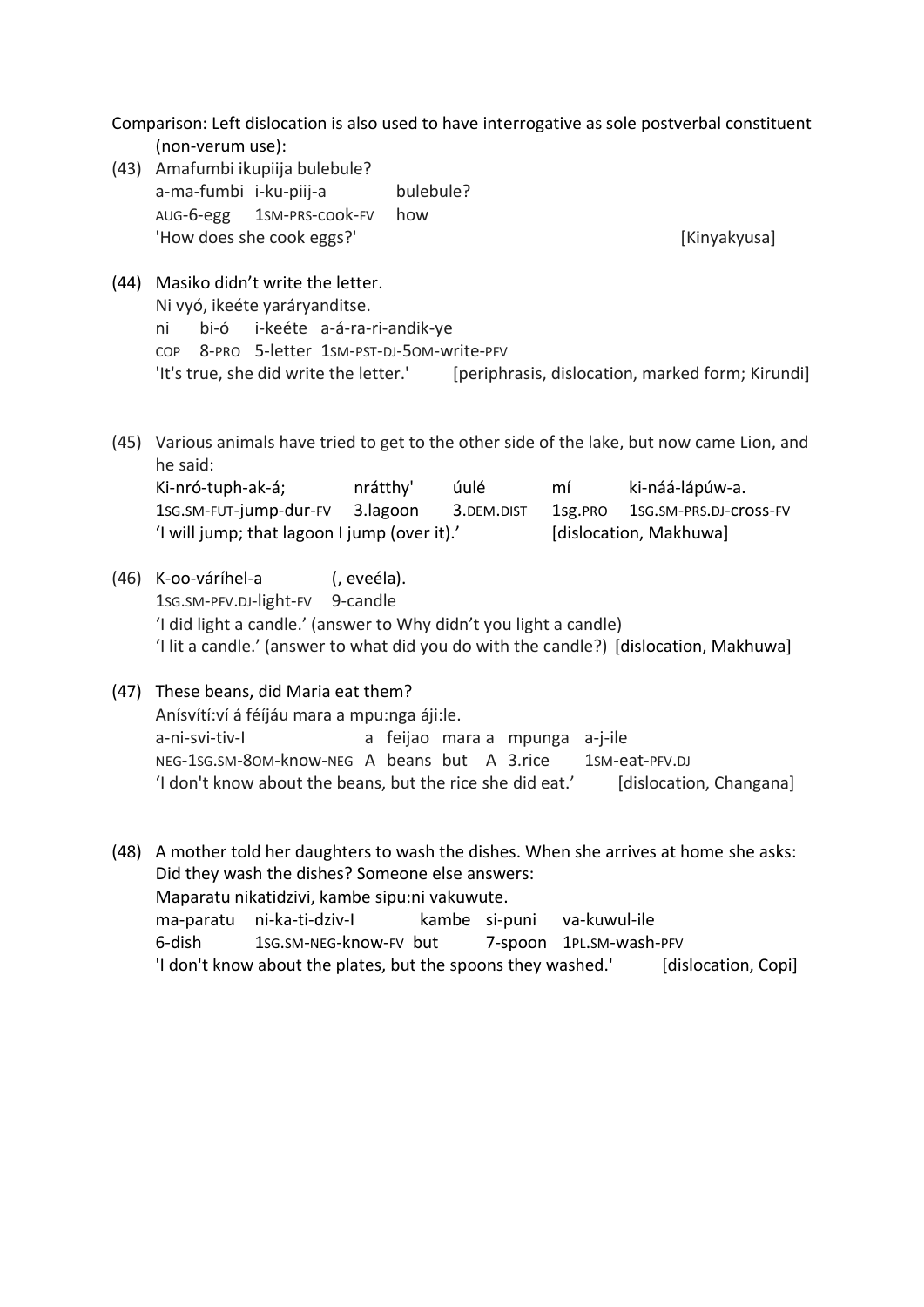Comparison: Left dislocation is also used to have interrogative as sole postverbal constituent (non-verum use):

(43) Amafumbi ikupiija bulebule?

| a-ma-fumbi | i-ku-piij-a | bulebule? |
|---|---|---|
| AUG-6-egg | 1SM-PRS-cook-FV | how |

'How does she cook eggs?' [Kinyakyusa]

(44) Masiko didn't write the letter.
Ni vyó, ikeéte yaráryanditse.

| ni | bi-ó | i-keéte | a-á-ra-ri-andik-ye |
|---|---|---|---|
| COP | 8-PRO | 5-letter | 1SM-PST-DJ-5OM-write-PFV |

'It's true, she did write the letter.' [periphrasis, dislocation, marked form; Kirundi]

(45) Various animals have tried to get to the other side of the lake, but now came Lion, and he said:

| Ki-nró-tuph-ak-á; | nrátthy' | úulé | mí | ki-náá-lápúw-a. |
|---|---|---|---|---|
| 1SG.SM-FUT-jump-DUR-FV | 3.lagoon | 3.DEM.DIST | 1SG.PRO | 1SG.SM-PRS.DJ-cross-FV |

'I will jump; that lagoon I jump (over it).' [dislocation, Makhuwa]

(46)

| K-oo-váríhel-a | (, eveéla). |
|---|---|
| 1SG.SM-PFV.DJ-light-FV | 9-candle |

'I did light a candle.' (answer to Why didn't you light a candle)
'I lit a candle.' (answer to what did you do with the candle?) [dislocation, Makhuwa]

(47) These beans, did Maria eat them?
Anísvítí:ví á féíjáu mara a mpu:nga áji:le.

| a-ni-svi-tiv-I | a | feijao | mara | a | mpunga | a-j-ile |
|---|---|---|---|---|---|---|
| NEG-1SG.SM-8OM-know-NEG | A | beans | but | A | 3.rice | 1SM-eat-PFV.DJ |

'I don't know about the beans, but the rice she did eat.' [dislocation, Changana]

(48) A mother told her daughters to wash the dishes. When she arrives at home she asks: Did they wash the dishes? Someone else answers:
Maparatu nikatidzivi, kambe sipu:ni vakuwute.

| ma-paratu | ni-ka-ti-dziv-I | kambe | si-puni | va-kuwul-ile |
|---|---|---|---|---|
| 6-dish | 1SG.SM-NEG-know-FV | but | 7-spoon | 1PL.SM-wash-PFV |

'I don't know about the plates, but the spoons they washed.' [dislocation, Copi]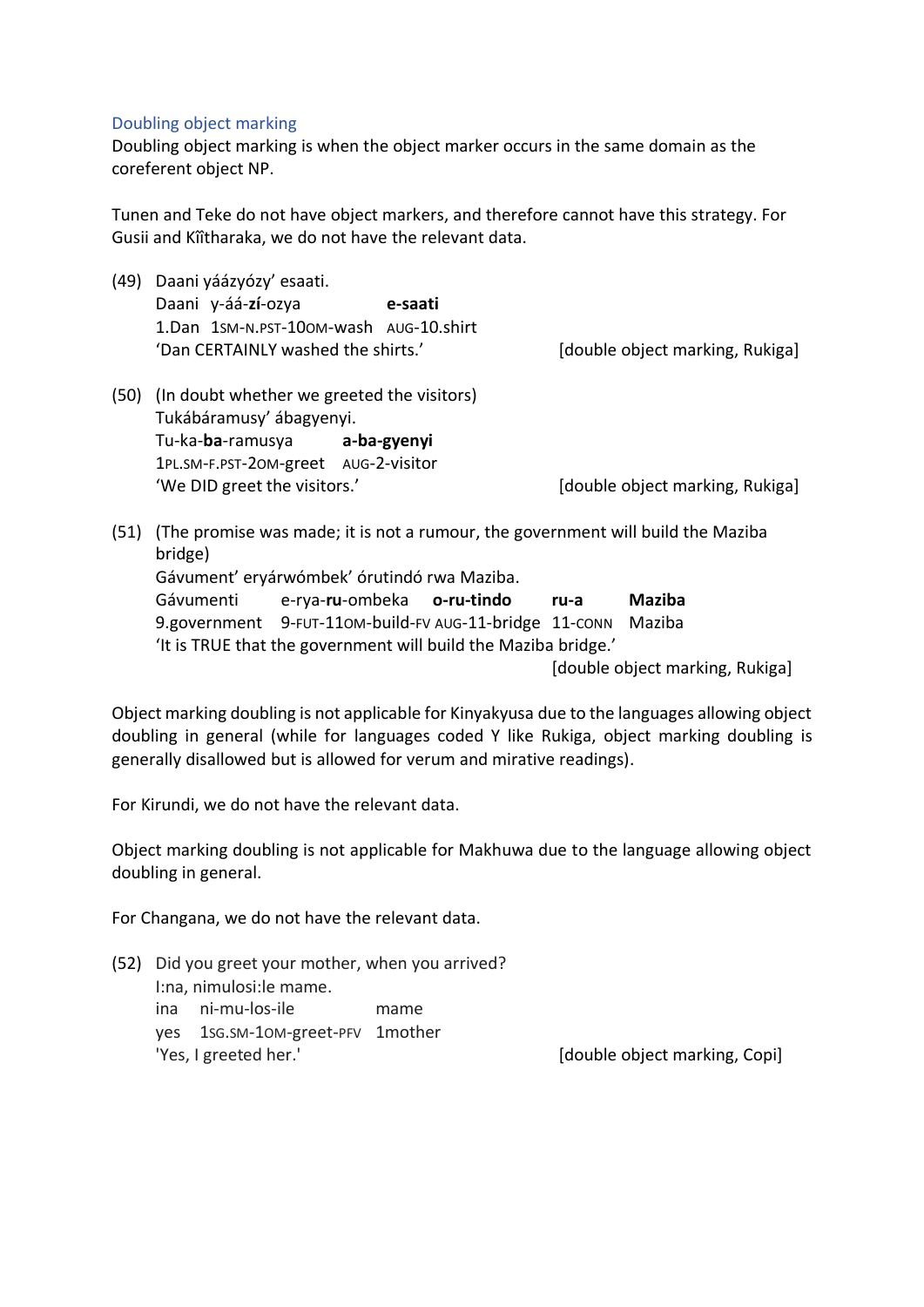### Doubling object marking

Doubling object marking is when the object marker occurs in the same domain as the coreferent object NP.

Tunen and Teke do not have object markers, and therefore cannot have this strategy. For Gusii and Kĩĩtharaka, we do not have the relevant data.

(49) Daani yáázyózy' esaati.
Daani y-áá-**zí**-ozya **e-saati**
1.Dan 1SM-N.PST-10OM-wash AUG-10.shirt
'Dan CERTAINLY washed the shirts.' [double object marking, Rukiga]

(50) (In doubt whether we greeted the visitors)
Tukábáramusy' ábagyenyi.
Tu-ka-**ba**-ramusya **a-ba-gyenyi**
1PL.SM-F.PST-2OM-greet AUG-2-visitor
'We DID greet the visitors.' [double object marking, Rukiga]

(51) (The promise was made; it is not a rumour, the government will build the Maziba bridge)
Gávument' eryárwómbek' órutindó rwa Maziba.
Gávumenti e-rya-**ru**-ombeka **o-ru-tindo** **ru-a** **Maziba**
9.government 9-FUT-11OM-build-FV AUG-11-bridge 11-CONN Maziba
'It is TRUE that the government will build the Maziba bridge.'
[double object marking, Rukiga]

Object marking doubling is not applicable for Kinyakyusa due to the languages allowing object doubling in general (while for languages coded Y like Rukiga, object marking doubling is generally disallowed but is allowed for verum and mirative readings).

For Kirundi, we do not have the relevant data.

Object marking doubling is not applicable for Makhuwa due to the language allowing object doubling in general.

For Changana, we do not have the relevant data.

(52) Did you greet your mother, when you arrived?
I:na, nimulosi:le mame.
ina ni-mu-los-ile mame
yes 1SG.SM-1OM-greet-PFV 1mother
'Yes, I greeted her.' [double object marking, Copi]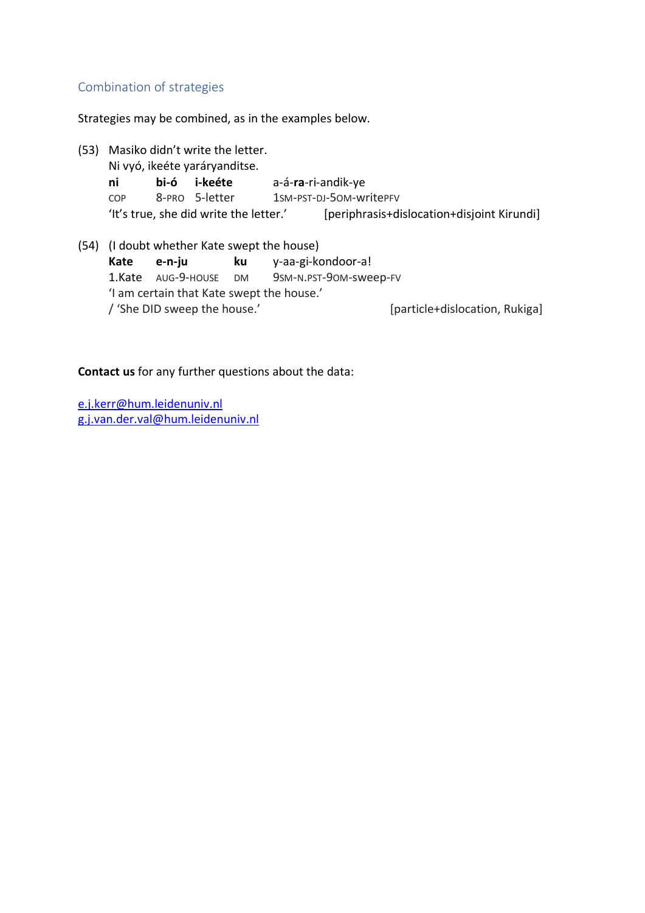## Combination of strategies

Strategies may be combined, as in the examples below.

(53) Masiko didn't write the letter.

Ni vyó, ikeéte yaráryanditse.

| | | | |
|---|---|---|---|
| **ni** | **bi-ó** | **i-keéte** | a-á-**ra**-ri-andik-ye |
| COP | 8-PRO | 5-letter | 1SM-PST-DJ-5OM-writePFV |

'It's true, she did write the letter.' [periphrasis+dislocation+disjoint Kirundi]

(54) (I doubt whether Kate swept the house)

| | | | |
|---|---|---|---|
| **Kate** | **e-n-ju** | **ku** | y-aa-gi-kondoor-a! |
| 1.Kate | AUG-9-HOUSE | DM | 9SM-N.PST-9OM-sweep-FV |

'I am certain that Kate swept the house.'

/ 'She DID sweep the house.' [particle+dislocation, Rukiga]

**Contact us** for any further questions about the data:

e.j.kerr@hum.leidenuniv.nl

g.j.van.der.val@hum.leidenuniv.nl